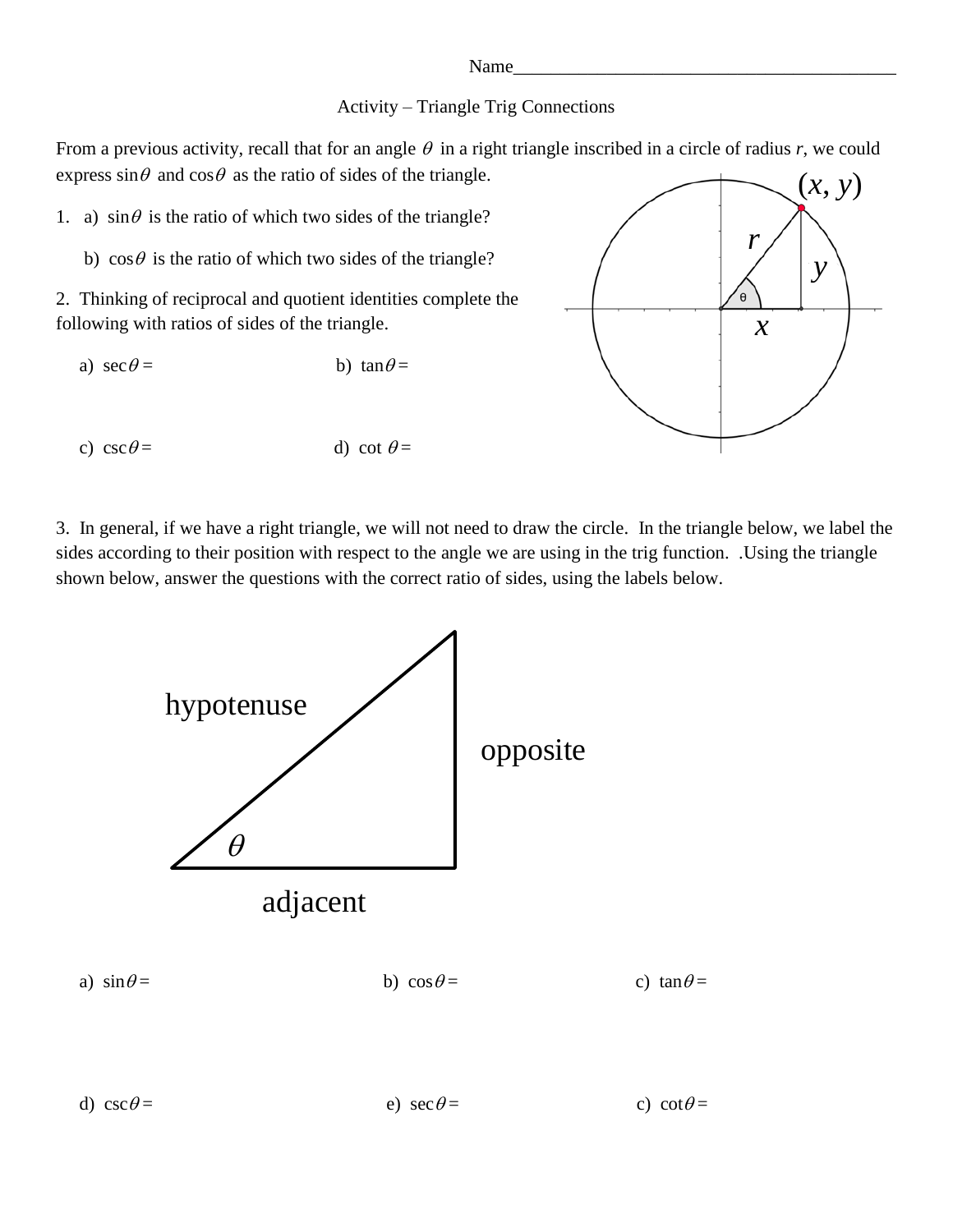Name_________________________________________

Activity – Triangle Trig Connections

From a previous activity, recall that for an angle $\theta$ in a right triangle inscribed in a circle of radius *r*, we could express $\sin\theta$ and $\cos\theta$ as the ratio of sides of the triangle.

1. a) $\sin\theta$ is the ratio of which two sides of the triangle?

   b) $\cos\theta$ is the ratio of which two sides of the triangle?

2. Thinking of reciprocal and quotient identities complete the following with ratios of sides of the triangle.

   a) $\sec\theta =$ b) $\tan\theta =$

   c) $\csc\theta =$ d) $\cot\theta =$

3. In general, if we have a right triangle, we will not need to draw the circle. In the triangle below, we label the sides according to their position with respect to the angle we are using in the trig function. .Using the triangle shown below, answer the questions with the correct ratio of sides, using the labels below.

   a) $\sin\theta =$ b) $\cos\theta =$ c) $\tan\theta =$

   d) $\csc\theta =$ e) $\sec\theta =$ c) $\cot\theta =$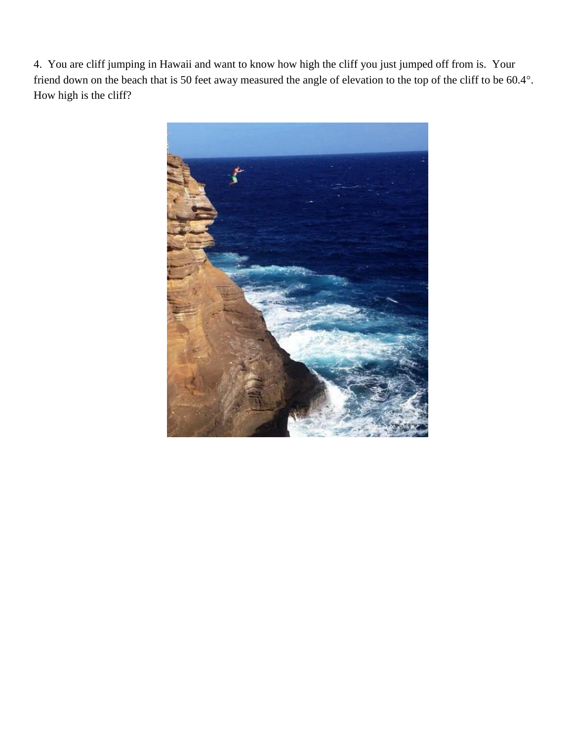4. You are cliff jumping in Hawaii and want to know how high the cliff you just jumped off from is. Your friend down on the beach that is 50 feet away measured the angle of elevation to the top of the cliff to be 60.4°. How high is the cliff?